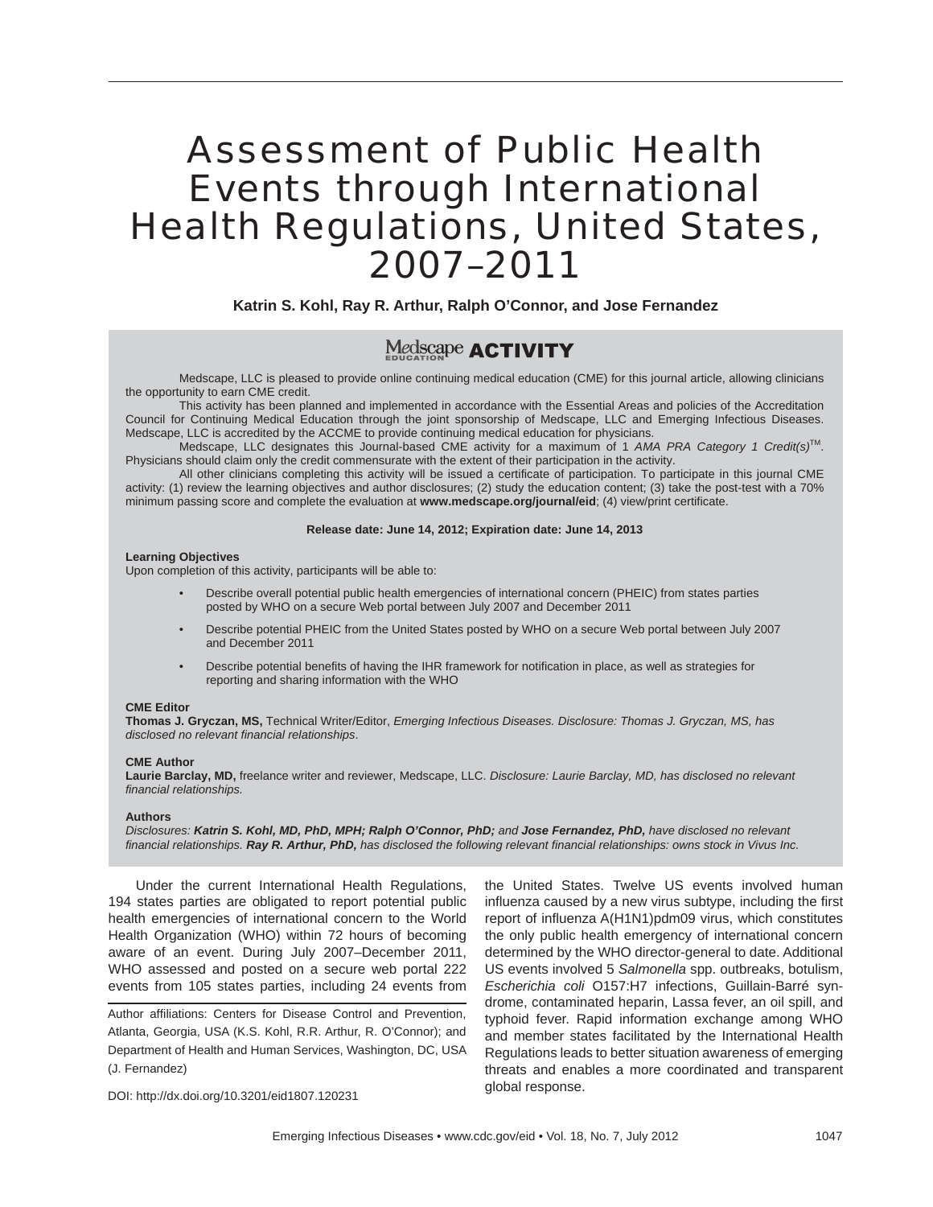# Assessment of Public Health Events through International Health Regulations, United States, 2007–2011

**Katrin S. Kohl, Ray R. Arthur, Ralph O'Connor, and Jose Fernandez**

## Medscape EDUCATION ACTIVITY

Medscape, LLC is pleased to provide online continuing medical education (CME) for this journal article, allowing clinicians the opportunity to earn CME credit.

This activity has been planned and implemented in accordance with the Essential Areas and policies of the Accreditation Council for Continuing Medical Education through the joint sponsorship of Medscape, LLC and Emerging Infectious Diseases. Medscape, LLC is accredited by the ACCME to provide continuing medical education for physicians.

Medscape, LLC designates this Journal-based CME activity for a maximum of 1 *AMA PRA Category 1 Credit(s)*™. Physicians should claim only the credit commensurate with the extent of their participation in the activity.

All other clinicians completing this activity will be issued a certificate of participation. To participate in this journal CME activity: (1) review the learning objectives and author disclosures; (2) study the education content; (3) take the post-test with a 70% minimum passing score and complete the evaluation at **www.medscape.org/journal/eid**; (4) view/print certificate.

**Release date: June 14, 2012; Expiration date: June 14, 2013**

**Learning Objectives**

Upon completion of this activity, participants will be able to:

- Describe overall potential public health emergencies of international concern (PHEIC) from states parties posted by WHO on a secure Web portal between July 2007 and December 2011
- Describe potential PHEIC from the United States posted by WHO on a secure Web portal between July 2007 and December 2011
- Describe potential benefits of having the IHR framework for notification in place, as well as strategies for reporting and sharing information with the WHO

**CME Editor**

**Thomas J. Gryczan, MS,** Technical Writer/Editor, *Emerging Infectious Diseases. Disclosure: Thomas J. Gryczan, MS, has disclosed no relevant financial relationships*.

**CME Author**

**Laurie Barclay, MD,** freelance writer and reviewer, Medscape, LLC. *Disclosure: Laurie Barclay, MD, has disclosed no relevant financial relationships.*

**Authors**

*Disclosures: **Katrin S. Kohl, MD, PhD, MPH; Ralph O'Connor, PhD;** and **Jose Fernandez, PhD,** have disclosed no relevant financial relationships. **Ray R. Arthur, PhD,** has disclosed the following relevant financial relationships: owns stock in Vivus Inc.*

Under the current International Health Regulations, 194 states parties are obligated to report potential public health emergencies of international concern to the World Health Organization (WHO) within 72 hours of becoming aware of an event. During July 2007–December 2011, WHO assessed and posted on a secure web portal 222 events from 105 states parties, including 24 events from the United States. Twelve US events involved human influenza caused by a new virus subtype, including the first report of influenza A(H1N1)pdm09 virus, which constitutes the only public health emergency of international concern determined by the WHO director-general to date. Additional US events involved 5 *Salmonella* spp. outbreaks, botulism, *Escherichia coli* O157:H7 infections, Guillain-Barré syndrome, contaminated heparin, Lassa fever, an oil spill, and typhoid fever. Rapid information exchange among WHO and member states facilitated by the International Health Regulations leads to better situation awareness of emerging threats and enables a more coordinated and transparent global response.

Author affiliations: Centers for Disease Control and Prevention, Atlanta, Georgia, USA (K.S. Kohl, R.R. Arthur, R. O'Connor); and Department of Health and Human Services, Washington, DC, USA (J. Fernandez)

DOI: http://dx.doi.org/10.3201/eid1807.120231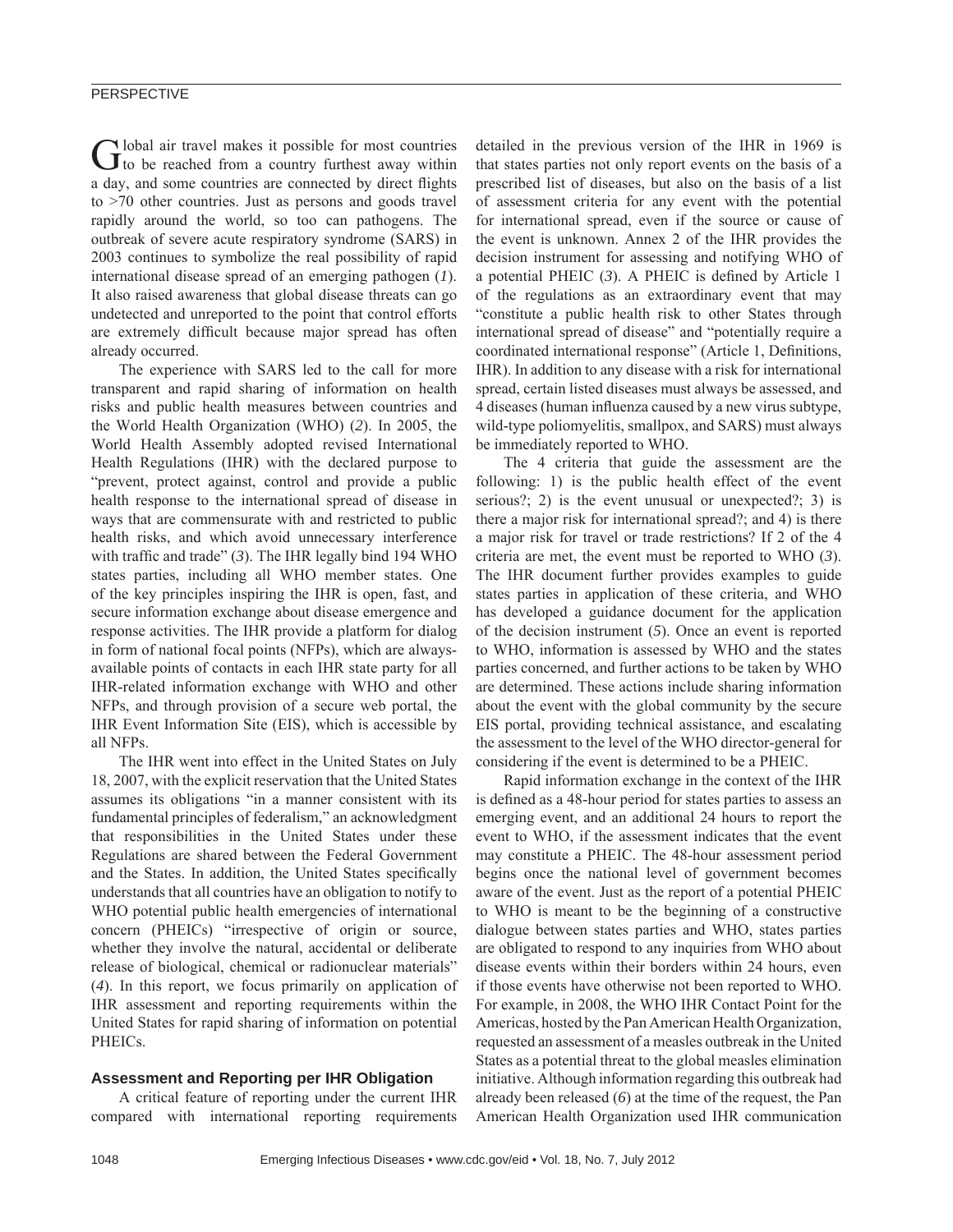Global air travel makes it possible for most countries to be reached from a country furthest away within a day, and some countries are connected by direct flights to >70 other countries. Just as persons and goods travel rapidly around the world, so too can pathogens. The outbreak of severe acute respiratory syndrome (SARS) in 2003 continues to symbolize the real possibility of rapid international disease spread of an emerging pathogen (*1*). It also raised awareness that global disease threats can go undetected and unreported to the point that control efforts are extremely difficult because major spread has often already occurred.

The experience with SARS led to the call for more transparent and rapid sharing of information on health risks and public health measures between countries and the World Health Organization (WHO) (*2*). In 2005, the World Health Assembly adopted revised International Health Regulations (IHR) with the declared purpose to "prevent, protect against, control and provide a public health response to the international spread of disease in ways that are commensurate with and restricted to public health risks, and which avoid unnecessary interference with traffic and trade" (*3*). The IHR legally bind 194 WHO states parties, including all WHO member states. One of the key principles inspiring the IHR is open, fast, and secure information exchange about disease emergence and response activities. The IHR provide a platform for dialog in form of national focal points (NFPs), which are always-available points of contacts in each IHR state party for all IHR-related information exchange with WHO and other NFPs, and through provision of a secure web portal, the IHR Event Information Site (EIS), which is accessible by all NFPs.

The IHR went into effect in the United States on July 18, 2007, with the explicit reservation that the United States assumes its obligations "in a manner consistent with its fundamental principles of federalism," an acknowledgment that responsibilities in the United States under these Regulations are shared between the Federal Government and the States. In addition, the United States specifically understands that all countries have an obligation to notify to WHO potential public health emergencies of international concern (PHEICs) "irrespective of origin or source, whether they involve the natural, accidental or deliberate release of biological, chemical or radionuclear materials" (*4*). In this report, we focus primarily on application of IHR assessment and reporting requirements within the United States for rapid sharing of information on potential PHEICs.

## Assessment and Reporting per IHR Obligation

A critical feature of reporting under the current IHR compared with international reporting requirements detailed in the previous version of the IHR in 1969 is that states parties not only report events on the basis of a prescribed list of diseases, but also on the basis of a list of assessment criteria for any event with the potential for international spread, even if the source or cause of the event is unknown. Annex 2 of the IHR provides the decision instrument for assessing and notifying WHO of a potential PHEIC (*3*). A PHEIC is defined by Article 1 of the regulations as an extraordinary event that may "constitute a public health risk to other States through international spread of disease" and "potentially require a coordinated international response" (Article 1, Definitions, IHR). In addition to any disease with a risk for international spread, certain listed diseases must always be assessed, and 4 diseases (human influenza caused by a new virus subtype, wild-type poliomyelitis, smallpox, and SARS) must always be immediately reported to WHO.

The 4 criteria that guide the assessment are the following: 1) is the public health effect of the event serious?; 2) is the event unusual or unexpected?; 3) is there a major risk for international spread?; and 4) is there a major risk for travel or trade restrictions? If 2 of the 4 criteria are met, the event must be reported to WHO (*3*). The IHR document further provides examples to guide states parties in application of these criteria, and WHO has developed a guidance document for the application of the decision instrument (*5*). Once an event is reported to WHO, information is assessed by WHO and the states parties concerned, and further actions to be taken by WHO are determined. These actions include sharing information about the event with the global community by the secure EIS portal, providing technical assistance, and escalating the assessment to the level of the WHO director-general for considering if the event is determined to be a PHEIC.

Rapid information exchange in the context of the IHR is defined as a 48-hour period for states parties to assess an emerging event, and an additional 24 hours to report the event to WHO, if the assessment indicates that the event may constitute a PHEIC. The 48-hour assessment period begins once the national level of government becomes aware of the event. Just as the report of a potential PHEIC to WHO is meant to be the beginning of a constructive dialogue between states parties and WHO, states parties are obligated to respond to any inquiries from WHO about disease events within their borders within 24 hours, even if those events have otherwise not been reported to WHO. For example, in 2008, the WHO IHR Contact Point for the Americas, hosted by the Pan American Health Organization, requested an assessment of a measles outbreak in the United States as a potential threat to the global measles elimination initiative. Although information regarding this outbreak had already been released (*6*) at the time of the request, the Pan American Health Organization used IHR communication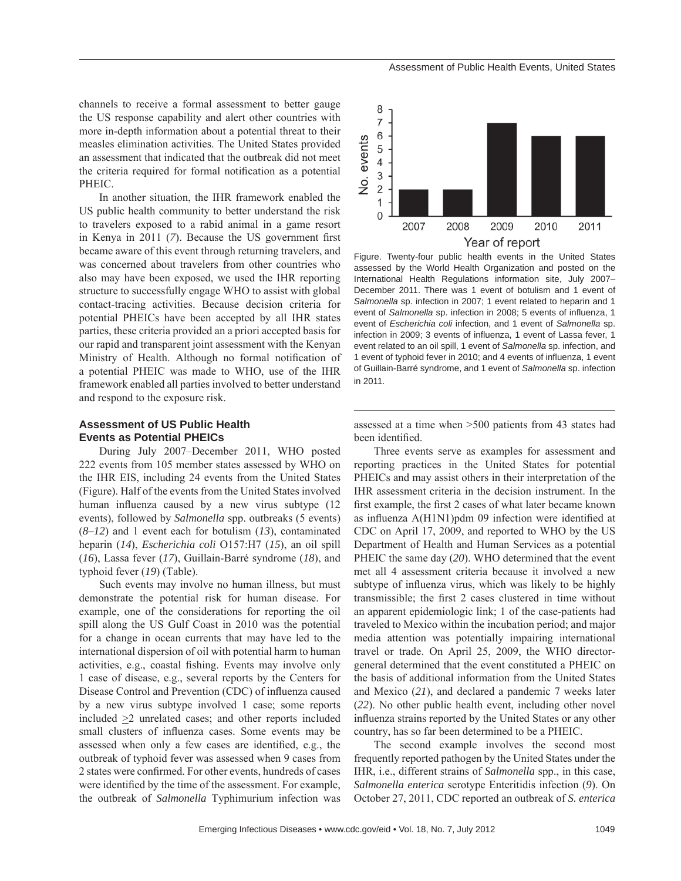channels to receive a formal assessment to better gauge the US response capability and alert other countries with more in-depth information about a potential threat to their measles elimination activities. The United States provided an assessment that indicated that the outbreak did not meet the criteria required for formal notification as a potential PHEIC.

In another situation, the IHR framework enabled the US public health community to better understand the risk to travelers exposed to a rabid animal in a game resort in Kenya in 2011 (*7*). Because the US government first became aware of this event through returning travelers, and was concerned about travelers from other countries who also may have been exposed, we used the IHR reporting structure to successfully engage WHO to assist with global contact-tracing activities. Because decision criteria for potential PHEICs have been accepted by all IHR states parties, these criteria provided an a priori accepted basis for our rapid and transparent joint assessment with the Kenyan Ministry of Health. Although no formal notification of a potential PHEIC was made to WHO, use of the IHR framework enabled all parties involved to better understand and respond to the exposure risk.

Figure. Twenty-four public health events in the United States assessed by the World Health Organization and posted on the International Health Regulations information site, July 2007–December 2011. There was 1 event of botulism and 1 event of *Salmonella* sp. infection in 2007; 1 event related to heparin and 1 event of *Salmonella* sp. infection in 2008; 5 events of influenza, 1 event of *Escherichia coli* infection, and 1 event of *Salmonella* sp. infection in 2009; 3 events of influenza, 1 event of Lassa fever, 1 event related to an oil spill, 1 event of *Salmonella* sp. infection, and 1 event of typhoid fever in 2010; and 4 events of influenza, 1 event of Guillain-Barré syndrome, and 1 event of *Salmonella* sp. infection in 2011.

### Assessment of US Public Health Events as Potential PHEICs

During July 2007–December 2011, WHO posted 222 events from 105 member states assessed by WHO on the IHR EIS, including 24 events from the United States (Figure). Half of the events from the United States involved human influenza caused by a new virus subtype (12 events), followed by *Salmonella* spp. outbreaks (5 events) (*8–12*) and 1 event each for botulism (*13*), contaminated heparin (*14*), *Escherichia coli* O157:H7 (*15*), an oil spill (*16*), Lassa fever (*17*), Guillain-Barré syndrome (*18*), and typhoid fever (*19*) (Table).

Such events may involve no human illness, but must demonstrate the potential risk for human disease. For example, one of the considerations for reporting the oil spill along the US Gulf Coast in 2010 was the potential for a change in ocean currents that may have led to the international dispersion of oil with potential harm to human activities, e.g., coastal fishing. Events may involve only 1 case of disease, e.g., several reports by the Centers for Disease Control and Prevention (CDC) of influenza caused by a new virus subtype involved 1 case; some reports included $\geq$2 unrelated cases; and other reports included small clusters of influenza cases. Some events may be assessed when only a few cases are identified, e.g., the outbreak of typhoid fever was assessed when 9 cases from 2 states were confirmed. For other events, hundreds of cases were identified by the time of the assessment. For example, the outbreak of *Salmonella* Typhimurium infection was assessed at a time when >500 patients from 43 states had been identified.

Three events serve as examples for assessment and reporting practices in the United States for potential PHEICs and may assist others in their interpretation of the IHR assessment criteria in the decision instrument. In the first example, the first 2 cases of what later became known as influenza A(H1N1)pdm 09 infection were identified at CDC on April 17, 2009, and reported to WHO by the US Department of Health and Human Services as a potential PHEIC the same day (*20*). WHO determined that the event met all 4 assessment criteria because it involved a new subtype of influenza virus, which was likely to be highly transmissible; the first 2 cases clustered in time without an apparent epidemiologic link; 1 of the case-patients had traveled to Mexico within the incubation period; and major media attention was potentially impairing international travel or trade. On April 25, 2009, the WHO director-general determined that the event constituted a PHEIC on the basis of additional information from the United States and Mexico (*21*), and declared a pandemic 7 weeks later (*22*). No other public health event, including other novel influenza strains reported by the United States or any other country, has so far been determined to be a PHEIC.

The second example involves the second most frequently reported pathogen by the United States under the IHR, i.e., different strains of *Salmonella* spp., in this case, *Salmonella enterica* serotype Enteritidis infection (*9*). On October 27, 2011, CDC reported an outbreak of *S. enterica*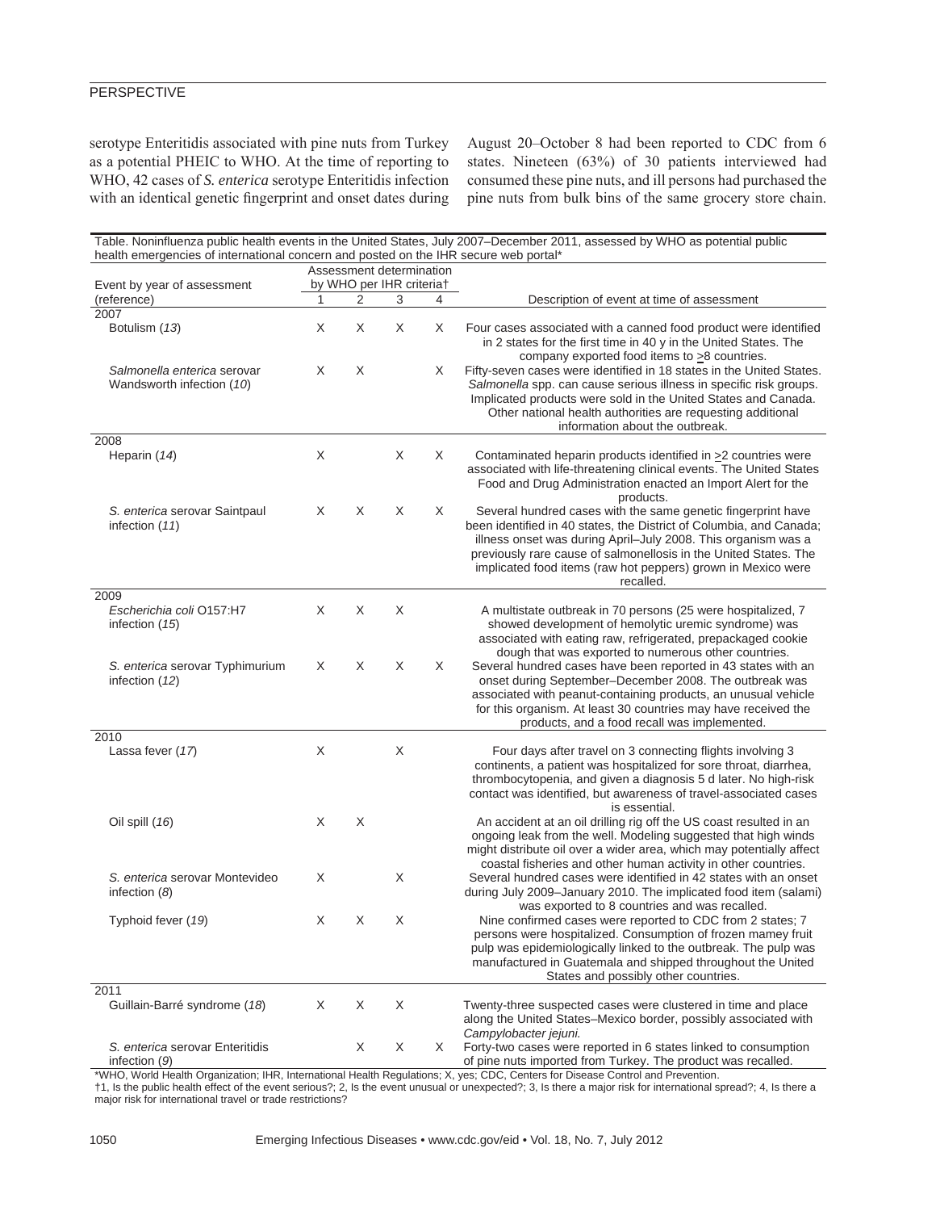serotype Enteritidis associated with pine nuts from Turkey as a potential PHEIC to WHO. At the time of reporting to WHO, 42 cases of *S. enterica* serotype Enteritidis infection with an identical genetic fingerprint and onset dates during August 20–October 8 had been reported to CDC from 6 states. Nineteen (63%) of 30 patients interviewed had consumed these pine nuts, and ill persons had purchased the pine nuts from bulk bins of the same grocery store chain.

Table. Noninfluenza public health events in the United States, July 2007–December 2011, assessed by WHO as potential public health emergencies of international concern and posted on the IHR secure web portal*

| Event by year of assessment (reference) | Assessment determination by WHO per IHR criteria† | | | | Description of event at time of assessment |
|---|---|---|---|---|---|
| | 1 | 2 | 3 | 4 | |
| **2007** | | | | | |
| Botulism (*13*) | X | X | X | X | Four cases associated with a canned food product were identified in 2 states for the first time in 40 y in the United States. The company exported food items to >8 countries. |
| *Salmonella enterica* serovar Wandsworth infection (*10*) | X | X | | X | Fifty-seven cases were identified in 18 states in the United States. *Salmonella* spp. can cause serious illness in specific risk groups. Implicated products were sold in the United States and Canada. Other national health authorities are requesting additional information about the outbreak. |
| **2008** | | | | | |
| Heparin (*14*) | X | | X | X | Contaminated heparin products identified in >2 countries were associated with life-threatening clinical events. The United States Food and Drug Administration enacted an Import Alert for the products. |
| *S. enterica* serovar Saintpaul infection (*11*) | X | X | X | X | Several hundred cases with the same genetic fingerprint have been identified in 40 states, the District of Columbia, and Canada; illness onset was during April–July 2008. This organism was a previously rare cause of salmonellosis in the United States. The implicated food items (raw hot peppers) grown in Mexico were recalled. |
| **2009** | | | | | |
| *Escherichia coli* O157:H7 infection (*15*) | X | X | X | | A multistate outbreak in 70 persons (25 were hospitalized, 7 showed development of hemolytic uremic syndrome) was associated with eating raw, refrigerated, prepackaged cookie dough that was exported to numerous other countries. |
| *S. enterica* serovar Typhimurium infection (*12*) | X | X | X | X | Several hundred cases have been reported in 43 states with an onset during September–December 2008. The outbreak was associated with peanut-containing products, an unusual vehicle for this organism. At least 30 countries may have received the products, and a food recall was implemented. |
| **2010** | | | | | |
| Lassa fever (*17*) | X | | X | | Four days after travel on 3 connecting flights involving 3 continents, a patient was hospitalized for sore throat, diarrhea, thrombocytopenia, and given a diagnosis 5 d later. No high-risk contact was identified, but awareness of travel-associated cases is essential. |
| Oil spill (*16*) | X | X | | | An accident at an oil drilling rig off the US coast resulted in an ongoing leak from the well. Modeling suggested that high winds might distribute oil over a wider area, which may potentially affect coastal fisheries and other human activity in other countries. |
| *S. enterica* serovar Montevideo infection (*8*) | X | | X | | Several hundred cases were identified in 42 states with an onset during July 2009–January 2010. The implicated food item (salami) was exported to 8 countries and was recalled. |
| Typhoid fever (*19*) | X | X | X | | Nine confirmed cases were reported to CDC from 2 states; 7 persons were hospitalized. Consumption of frozen mamey fruit pulp was epidemiologically linked to the outbreak. The pulp was manufactured in Guatemala and shipped throughout the United States and possibly other countries. |
| **2011** | | | | | |
| Guillain-Barré syndrome (*18*) | X | X | X | | Twenty-three suspected cases were clustered in time and place along the United States–Mexico border, possibly associated with *Campylobacter jejuni.* |
| *S. enterica* serovar Enteritidis infection (*9*) | | X | X | X | Forty-two cases were reported in 6 states linked to consumption of pine nuts imported from Turkey. The product was recalled. |

*WHO, World Health Organization; IHR, International Health Regulations; X, yes; CDC, Centers for Disease Control and Prevention.
†1, Is the public health effect of the event serious?; 2, Is the event unusual or unexpected?; 3, Is there a major risk for international spread?; 4, Is there a major risk for international travel or trade restrictions?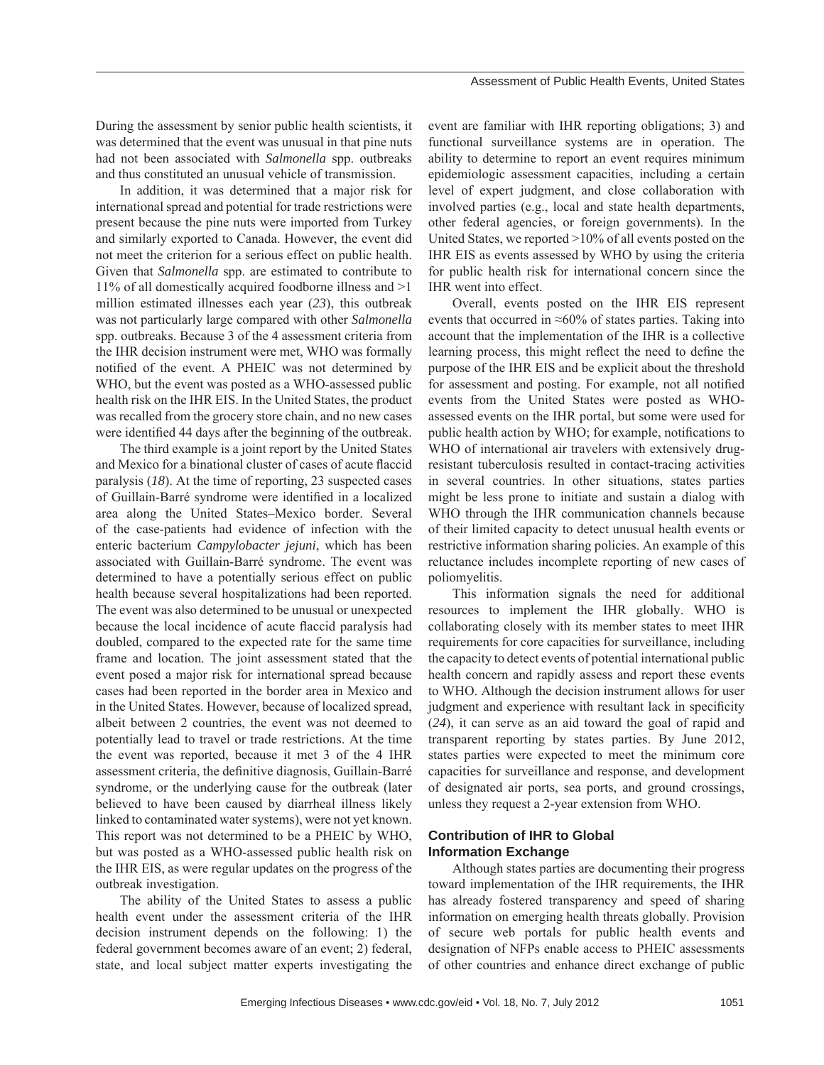During the assessment by senior public health scientists, it was determined that the event was unusual in that pine nuts had not been associated with *Salmonella* spp. outbreaks and thus constituted an unusual vehicle of transmission.

In addition, it was determined that a major risk for international spread and potential for trade restrictions were present because the pine nuts were imported from Turkey and similarly exported to Canada. However, the event did not meet the criterion for a serious effect on public health. Given that *Salmonella* spp. are estimated to contribute to 11% of all domestically acquired foodborne illness and >1 million estimated illnesses each year (*23*), this outbreak was not particularly large compared with other *Salmonella* spp. outbreaks. Because 3 of the 4 assessment criteria from the IHR decision instrument were met, WHO was formally notified of the event. A PHEIC was not determined by WHO, but the event was posted as a WHO-assessed public health risk on the IHR EIS. In the United States, the product was recalled from the grocery store chain, and no new cases were identified 44 days after the beginning of the outbreak.

The third example is a joint report by the United States and Mexico for a binational cluster of cases of acute flaccid paralysis (*18*). At the time of reporting, 23 suspected cases of Guillain-Barré syndrome were identified in a localized area along the United States–Mexico border. Several of the case-patients had evidence of infection with the enteric bacterium *Campylobacter jejuni*, which has been associated with Guillain-Barré syndrome. The event was determined to have a potentially serious effect on public health because several hospitalizations had been reported. The event was also determined to be unusual or unexpected because the local incidence of acute flaccid paralysis had doubled, compared to the expected rate for the same time frame and location. The joint assessment stated that the event posed a major risk for international spread because cases had been reported in the border area in Mexico and in the United States. However, because of localized spread, albeit between 2 countries, the event was not deemed to potentially lead to travel or trade restrictions. At the time the event was reported, because it met 3 of the 4 IHR assessment criteria, the definitive diagnosis, Guillain-Barré syndrome, or the underlying cause for the outbreak (later believed to have been caused by diarrheal illness likely linked to contaminated water systems), were not yet known. This report was not determined to be a PHEIC by WHO, but was posted as a WHO-assessed public health risk on the IHR EIS, as were regular updates on the progress of the outbreak investigation.

The ability of the United States to assess a public health event under the assessment criteria of the IHR decision instrument depends on the following: 1) the federal government becomes aware of an event; 2) federal, state, and local subject matter experts investigating the event are familiar with IHR reporting obligations; 3) and functional surveillance systems are in operation. The ability to determine to report an event requires minimum epidemiologic assessment capacities, including a certain level of expert judgment, and close collaboration with involved parties (e.g., local and state health departments, other federal agencies, or foreign governments). In the United States, we reported >10% of all events posted on the IHR EIS as events assessed by WHO by using the criteria for public health risk for international concern since the IHR went into effect.

Overall, events posted on the IHR EIS represent events that occurred in ≈60% of states parties. Taking into account that the implementation of the IHR is a collective learning process, this might reflect the need to define the purpose of the IHR EIS and be explicit about the threshold for assessment and posting. For example, not all notified events from the United States were posted as WHO-assessed events on the IHR portal, but some were used for public health action by WHO; for example, notifications to WHO of international air travelers with extensively drug-resistant tuberculosis resulted in contact-tracing activities in several countries. In other situations, states parties might be less prone to initiate and sustain a dialog with WHO through the IHR communication channels because of their limited capacity to detect unusual health events or restrictive information sharing policies. An example of this reluctance includes incomplete reporting of new cases of poliomyelitis.

This information signals the need for additional resources to implement the IHR globally. WHO is collaborating closely with its member states to meet IHR requirements for core capacities for surveillance, including the capacity to detect events of potential international public health concern and rapidly assess and report these events to WHO. Although the decision instrument allows for user judgment and experience with resultant lack in specificity (*24*), it can serve as an aid toward the goal of rapid and transparent reporting by states parties. By June 2012, states parties were expected to meet the minimum core capacities for surveillance and response, and development of designated air ports, sea ports, and ground crossings, unless they request a 2-year extension from WHO.

## Contribution of IHR to Global Information Exchange

Although states parties are documenting their progress toward implementation of the IHR requirements, the IHR has already fostered transparency and speed of sharing information on emerging health threats globally. Provision of secure web portals for public health events and designation of NFPs enable access to PHEIC assessments of other countries and enhance direct exchange of public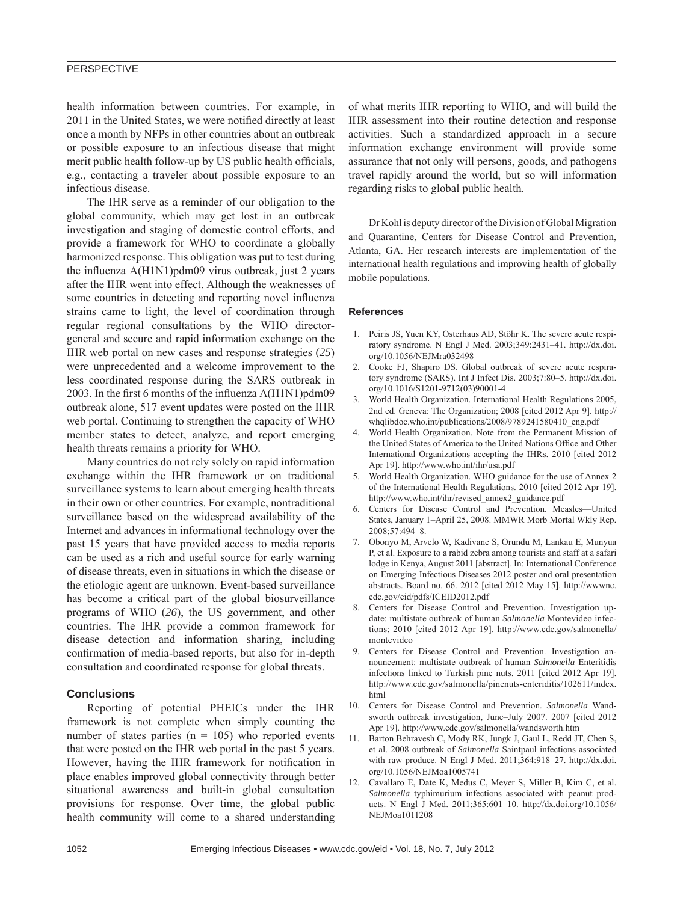health information between countries. For example, in 2011 in the United States, we were notified directly at least once a month by NFPs in other countries about an outbreak or possible exposure to an infectious disease that might merit public health follow-up by US public health officials, e.g., contacting a traveler about possible exposure to an infectious disease.

The IHR serve as a reminder of our obligation to the global community, which may get lost in an outbreak investigation and staging of domestic control efforts, and provide a framework for WHO to coordinate a globally harmonized response. This obligation was put to test during the influenza A(H1N1)pdm09 virus outbreak, just 2 years after the IHR went into effect. Although the weaknesses of some countries in detecting and reporting novel influenza strains came to light, the level of coordination through regular regional consultations by the WHO director-general and secure and rapid information exchange on the IHR web portal on new cases and response strategies (*25*) were unprecedented and a welcome improvement to the less coordinated response during the SARS outbreak in 2003. In the first 6 months of the influenza A(H1N1)pdm09 outbreak alone, 517 event updates were posted on the IHR web portal. Continuing to strengthen the capacity of WHO member states to detect, analyze, and report emerging health threats remains a priority for WHO.

Many countries do not rely solely on rapid information exchange within the IHR framework or on traditional surveillance systems to learn about emerging health threats in their own or other countries. For example, nontraditional surveillance based on the widespread availability of the Internet and advances in informational technology over the past 15 years that have provided access to media reports can be used as a rich and useful source for early warning of disease threats, even in situations in which the disease or the etiologic agent are unknown. Event-based surveillance has become a critical part of the global biosurveillance programs of WHO (*26*), the US government, and other countries. The IHR provide a common framework for disease detection and information sharing, including confirmation of media-based reports, but also for in-depth consultation and coordinated response for global threats.

## Conclusions

Reporting of potential PHEICs under the IHR framework is not complete when simply counting the number of states parties (n = 105) who reported events that were posted on the IHR web portal in the past 5 years. However, having the IHR framework for notification in place enables improved global connectivity through better situational awareness and built-in global consultation provisions for response. Over time, the global public health community will come to a shared understanding of what merits IHR reporting to WHO, and will build the IHR assessment into their routine detection and response activities. Such a standardized approach in a secure information exchange environment will provide some assurance that not only will persons, goods, and pathogens travel rapidly around the world, but so will information regarding risks to global public health.

Dr Kohl is deputy director of the Division of Global Migration and Quarantine, Centers for Disease Control and Prevention, Atlanta, GA. Her research interests are implementation of the international health regulations and improving health of globally mobile populations.

## References

1. Peiris JS, Yuen KY, Osterhaus AD, Stöhr K. The severe acute respiratory syndrome. N Engl J Med. 2003;349:2431–41. http://dx.doi.org/10.1056/NEJMra032498
2. Cooke FJ, Shapiro DS. Global outbreak of severe acute respiratory syndrome (SARS). Int J Infect Dis. 2003;7:80–5. http://dx.doi.org/10.1016/S1201-9712(03)90001-4
3. World Health Organization. International Health Regulations 2005, 2nd ed. Geneva: The Organization; 2008 [cited 2012 Apr 9]. http://whqlibdoc.who.int/publications/2008/9789241580410_eng.pdf
4. World Health Organization. Note from the Permanent Mission of the United States of America to the United Nations Office and Other International Organizations accepting the IHRs. 2010 [cited 2012 Apr 19]. http://www.who.int/ihr/usa.pdf
5. World Health Organization. WHO guidance for the use of Annex 2 of the International Health Regulations. 2010 [cited 2012 Apr 19]. http://www.who.int/ihr/revised_annex2_guidance.pdf
6. Centers for Disease Control and Prevention. Measles—United States, January 1–April 25, 2008. MMWR Morb Mortal Wkly Rep. 2008;57:494–8.
7. Obonyo M, Arvelo W, Kadivane S, Orundu M, Lankau E, Munyua P, et al. Exposure to a rabid zebra among tourists and staff at a safari lodge in Kenya, August 2011 [abstract]. In: International Conference on Emerging Infectious Diseases 2012 poster and oral presentation abstracts. Board no. 66. 2012 [cited 2012 May 15]. http://wwwnc.cdc.gov/eid/pdfs/ICEID2012.pdf
8. Centers for Disease Control and Prevention. Investigation update: multistate outbreak of human *Salmonella* Montevideo infections; 2010 [cited 2012 Apr 19]. http://www.cdc.gov/salmonella/montevideo
9. Centers for Disease Control and Prevention. Investigation announcement: multistate outbreak of human *Salmonella* Enteritidis infections linked to Turkish pine nuts. 2011 [cited 2012 Apr 19]. http://www.cdc.gov/salmonella/pinenuts-enteriditis/102611/index.html
10. Centers for Disease Control and Prevention. *Salmonella* Wandsworth outbreak investigation, June–July 2007. 2007 [cited 2012 Apr 19]. http://www.cdc.gov/salmonella/wandsworth.htm
11. Barton Behravesh C, Mody RK, Jungk J, Gaul L, Redd JT, Chen S, et al. 2008 outbreak of *Salmonella* Saintpaul infections associated with raw produce. N Engl J Med. 2011;364:918–27. http://dx.doi.org/10.1056/NEJMoa1005741
12. Cavallaro E, Date K, Medus C, Meyer S, Miller B, Kim C, et al. *Salmonella* typhimurium infections associated with peanut products. N Engl J Med. 2011;365:601–10. http://dx.doi.org/10.1056/NEJMoa1011208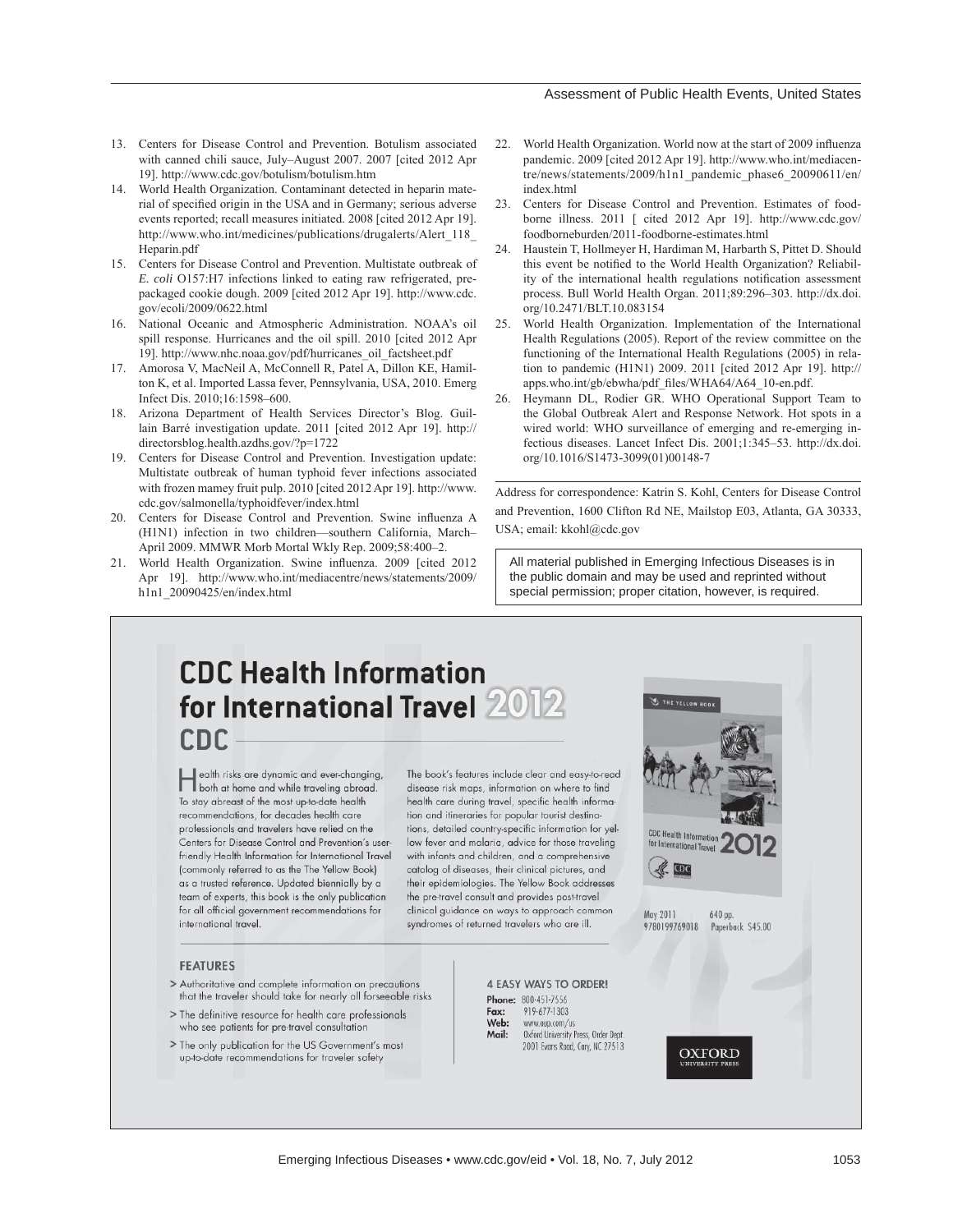13. Centers for Disease Control and Prevention. Botulism associated with canned chili sauce, July–August 2007. 2007 [cited 2012 Apr 19]. http://www.cdc.gov/botulism/botulism.htm
14. World Health Organization. Contaminant detected in heparin material of specified origin in the USA and in Germany; serious adverse events reported; recall measures initiated. 2008 [cited 2012 Apr 19]. http://www.who.int/medicines/publications/drugalerts/Alert_118_Heparin.pdf
15. Centers for Disease Control and Prevention. Multistate outbreak of *E. coli* O157:H7 infections linked to eating raw refrigerated, prepackaged cookie dough. 2009 [cited 2012 Apr 19]. http://www.cdc.gov/ecoli/2009/0622.html
16. National Oceanic and Atmospheric Administration. NOAA's oil spill response. Hurricanes and the oil spill. 2010 [cited 2012 Apr 19]. http://www.nhc.noaa.gov/pdf/hurricanes_oil_factsheet.pdf
17. Amorosa V, MacNeil A, McConnell R, Patel A, Dillon KE, Hamilton K, et al. Imported Lassa fever, Pennsylvania, USA, 2010. Emerg Infect Dis. 2010;16:1598–600.
18. Arizona Department of Health Services Director's Blog. Guillain Barré investigation update. 2011 [cited 2012 Apr 19]. http://directorsblog.health.azdhs.gov/?p=1722
19. Centers for Disease Control and Prevention. Investigation update: Multistate outbreak of human typhoid fever infections associated with frozen mamey fruit pulp. 2010 [cited 2012 Apr 19]. http://www.cdc.gov/salmonella/typhoidfever/index.html
20. Centers for Disease Control and Prevention. Swine influenza A (H1N1) infection in two children—southern California, March–April 2009. MMWR Morb Mortal Wkly Rep. 2009;58:400–2.
21. World Health Organization. Swine influenza. 2009 [cited 2012 Apr 19]. http://www.who.int/mediacentre/news/statements/2009/h1n1_20090425/en/index.html
22. World Health Organization. World now at the start of 2009 influenza pandemic. 2009 [cited 2012 Apr 19]. http://www.who.int/mediacentre/news/statements/2009/h1n1_pandemic_phase6_20090611/en/index.html
23. Centers for Disease Control and Prevention. Estimates of foodborne illness. 2011 [cited 2012 Apr 19]. http://www.cdc.gov/foodborneburden/2011-foodborne-estimates.html
24. Haustein T, Hollmeyer H, Hardiman M, Harbarth S, Pittet D. Should this event be notified to the World Health Organization? Reliability of the international health regulations notification assessment process. Bull World Health Organ. 2011;89:296–303. http://dx.doi.org/10.2471/BLT.10.083154
25. World Health Organization. Implementation of the International Health Regulations (2005). Report of the review committee on the functioning of the International Health Regulations (2005) in relation to pandemic (H1N1) 2009. 2011 [cited 2012 Apr 19]. http://apps.who.int/gb/ebwha/pdf_files/WHA64/A64_10-en.pdf.
26. Heymann DL, Rodier GR. WHO Operational Support Team to the Global Outbreak Alert and Response Network. Hot spots in a wired world: WHO surveillance of emerging and re-emerging infectious diseases. Lancet Infect Dis. 2001;1:345–53. http://dx.doi.org/10.1016/S1473-3099(01)00148-7

Address for correspondence: Katrin S. Kohl, Centers for Disease Control and Prevention, 1600 Clifton Rd NE, Mailstop E03, Atlanta, GA 30333, USA; email: kkohl@cdc.gov

All material published in Emerging Infectious Diseases is in the public domain and may be used and reprinted without special permission; proper citation, however, is required.

# CDC Health Information for International Travel 2012

## CDC

Health risks are dynamic and ever-changing, both at home and while traveling abroad. To stay abreast of the most up-to-date health recommendations, for decades health care professionals and travelers have relied on the Centers for Disease Control and Prevention's user-friendly Health Information for International Travel (commonly referred to as the The Yellow Book) as a trusted reference. Updated biennially by a team of experts, this book is the only publication for all official government recommendations for international travel.

The book's features include clear and easy-to-read disease risk maps, information on where to find health care during travel, specific health information and itineraries for popular tourist destinations, detailed country-specific information for yellow fever and malaria, advice for those traveling with infants and children, and a comprehensive catalog of diseases, their clinical pictures, and their epidemiologies. The Yellow Book addresses the pre-travel consult and provides post-travel clinical guidance on ways to approach common syndromes of returned travelers who are ill.

May 2011 640 pp.
9780199769018 Paperback $45.00

### FEATURES

- > Authoritative and complete information on precautions that the traveler should take for nearly all forseeable risks
- > The definitive resource for health care professionals who see patients for pre-travel consultation
- > The only publication for the US Government's most up-to-date recommendations for traveler safety

### 4 EASY WAYS TO ORDER!

**Phone:** 800-451-7556
**Fax:** 919-677-1303
**Web:** www.oup.com/us
**Mail:** Oxford University Press, Order Dept. 2001 Evans Road, Cary, NC 27513

OXFORD UNIVERSITY PRESS